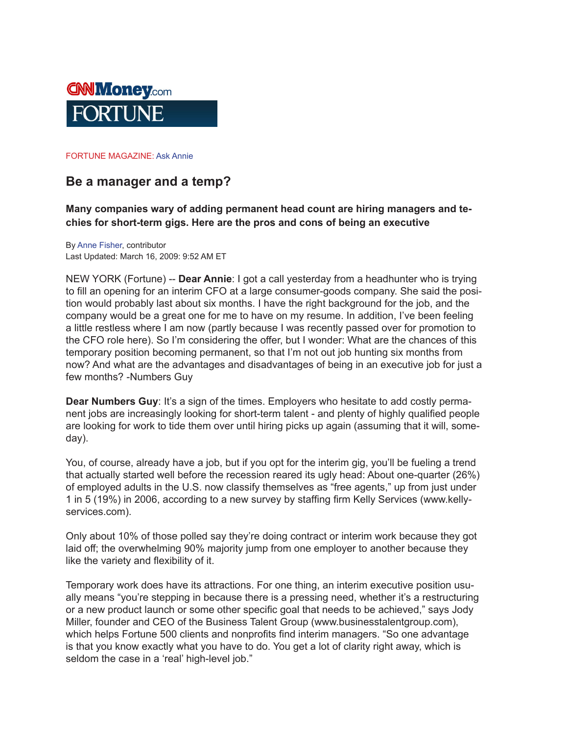CNNMoney.com
FORTUNE

FORTUNE MAGAZINE: Ask Annie

# Be a manager and a temp?

**Many companies wary of adding permanent head count are hiring managers and techies for short-term gigs. Here are the pros and cons of being an executive**

By Anne Fisher, contributor
Last Updated: March 16, 2009: 9:52 AM ET

NEW YORK (Fortune) -- **Dear Annie**: I got a call yesterday from a headhunter who is trying to fill an opening for an interim CFO at a large consumer-goods company. She said the position would probably last about six months. I have the right background for the job, and the company would be a great one for me to have on my resume. In addition, I've been feeling a little restless where I am now (partly because I was recently passed over for promotion to the CFO role here). So I'm considering the offer, but I wonder: What are the chances of this temporary position becoming permanent, so that I'm not out job hunting six months from now? And what are the advantages and disadvantages of being in an executive job for just a few months? -Numbers Guy

**Dear Numbers Guy**: It's a sign of the times. Employers who hesitate to add costly permanent jobs are increasingly looking for short-term talent - and plenty of highly qualified people are looking for work to tide them over until hiring picks up again (assuming that it will, someday).

You, of course, already have a job, but if you opt for the interim gig, you'll be fueling a trend that actually started well before the recession reared its ugly head: About one-quarter (26%) of employed adults in the U.S. now classify themselves as "free agents," up from just under 1 in 5 (19%) in 2006, according to a new survey by staffing firm Kelly Services (www.kellyservices.com).

Only about 10% of those polled say they're doing contract or interim work because they got laid off; the overwhelming 90% majority jump from one employer to another because they like the variety and flexibility of it.

Temporary work does have its attractions. For one thing, an interim executive position usually means "you're stepping in because there is a pressing need, whether it's a restructuring or a new product launch or some other specific goal that needs to be achieved," says Jody Miller, founder and CEO of the Business Talent Group (www.businesstalentgroup.com), which helps Fortune 500 clients and nonprofits find interim managers. "So one advantage is that you know exactly what you have to do. You get a lot of clarity right away, which is seldom the case in a 'real' high-level job."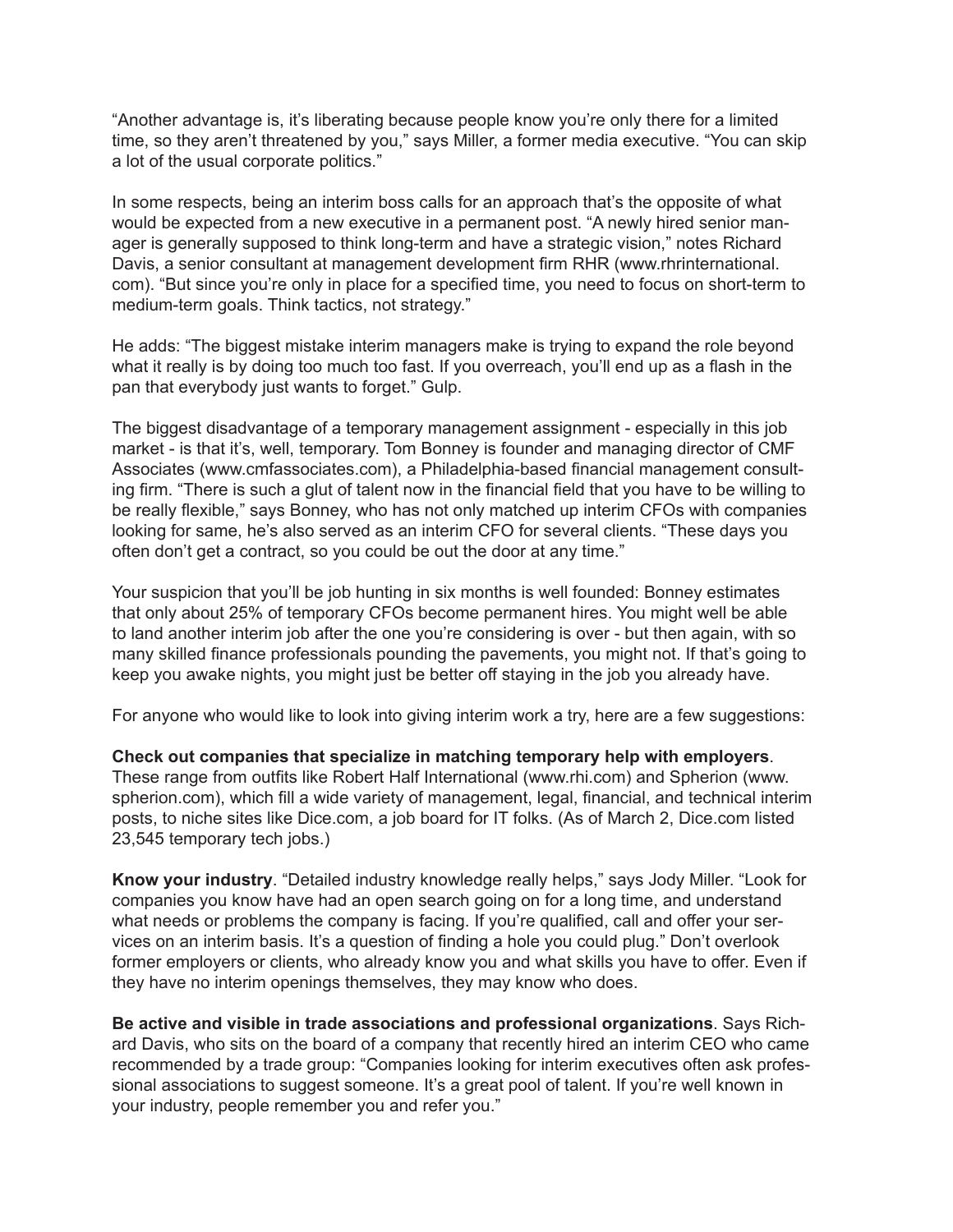"Another advantage is, it's liberating because people know you're only there for a limited time, so they aren't threatened by you," says Miller, a former media executive. "You can skip a lot of the usual corporate politics."

In some respects, being an interim boss calls for an approach that's the opposite of what would be expected from a new executive in a permanent post. "A newly hired senior manager is generally supposed to think long-term and have a strategic vision," notes Richard Davis, a senior consultant at management development firm RHR (www.rhrinternational.com). "But since you're only in place for a specified time, you need to focus on short-term to medium-term goals. Think tactics, not strategy."

He adds: "The biggest mistake interim managers make is trying to expand the role beyond what it really is by doing too much too fast. If you overreach, you'll end up as a flash in the pan that everybody just wants to forget." Gulp.

The biggest disadvantage of a temporary management assignment - especially in this job market - is that it's, well, temporary. Tom Bonney is founder and managing director of CMF Associates (www.cmfassociates.com), a Philadelphia-based financial management consulting firm. "There is such a glut of talent now in the financial field that you have to be willing to be really flexible," says Bonney, who has not only matched up interim CFOs with companies looking for same, he's also served as an interim CFO for several clients. "These days you often don't get a contract, so you could be out the door at any time."

Your suspicion that you'll be job hunting in six months is well founded: Bonney estimates that only about 25% of temporary CFOs become permanent hires. You might well be able to land another interim job after the one you're considering is over - but then again, with so many skilled finance professionals pounding the pavements, you might not. If that's going to keep you awake nights, you might just be better off staying in the job you already have.

For anyone who would like to look into giving interim work a try, here are a few suggestions:

**Check out companies that specialize in matching temporary help with employers**. These range from outfits like Robert Half International (www.rhi.com) and Spherion (www.spherion.com), which fill a wide variety of management, legal, financial, and technical interim posts, to niche sites like Dice.com, a job board for IT folks. (As of March 2, Dice.com listed 23,545 temporary tech jobs.)

**Know your industry**. "Detailed industry knowledge really helps," says Jody Miller. "Look for companies you know have had an open search going on for a long time, and understand what needs or problems the company is facing. If you're qualified, call and offer your services on an interim basis. It's a question of finding a hole you could plug." Don't overlook former employers or clients, who already know you and what skills you have to offer. Even if they have no interim openings themselves, they may know who does.

**Be active and visible in trade associations and professional organizations**. Says Richard Davis, who sits on the board of a company that recently hired an interim CEO who came recommended by a trade group: "Companies looking for interim executives often ask professional associations to suggest someone. It's a great pool of talent. If you're well known in your industry, people remember you and refer you."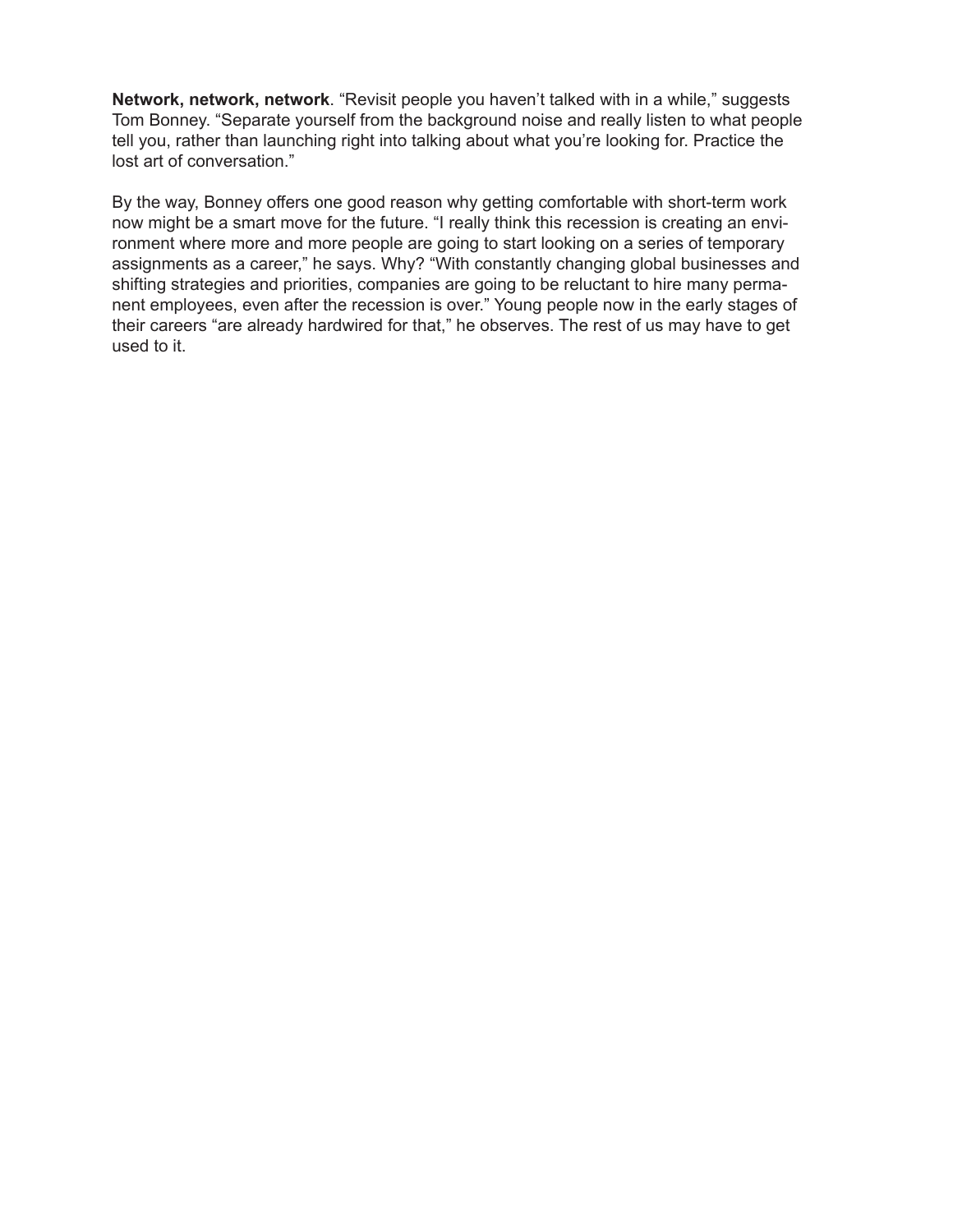**Network, network, network**. “Revisit people you haven’t talked with in a while,” suggests Tom Bonney. “Separate yourself from the background noise and really listen to what people tell you, rather than launching right into talking about what you’re looking for. Practice the lost art of conversation.”

By the way, Bonney offers one good reason why getting comfortable with short-term work now might be a smart move for the future. “I really think this recession is creating an environment where more and more people are going to start looking on a series of temporary assignments as a career,” he says. Why? “With constantly changing global businesses and shifting strategies and priorities, companies are going to be reluctant to hire many permanent employees, even after the recession is over.” Young people now in the early stages of their careers “are already hardwired for that,” he observes. The rest of us may have to get used to it.